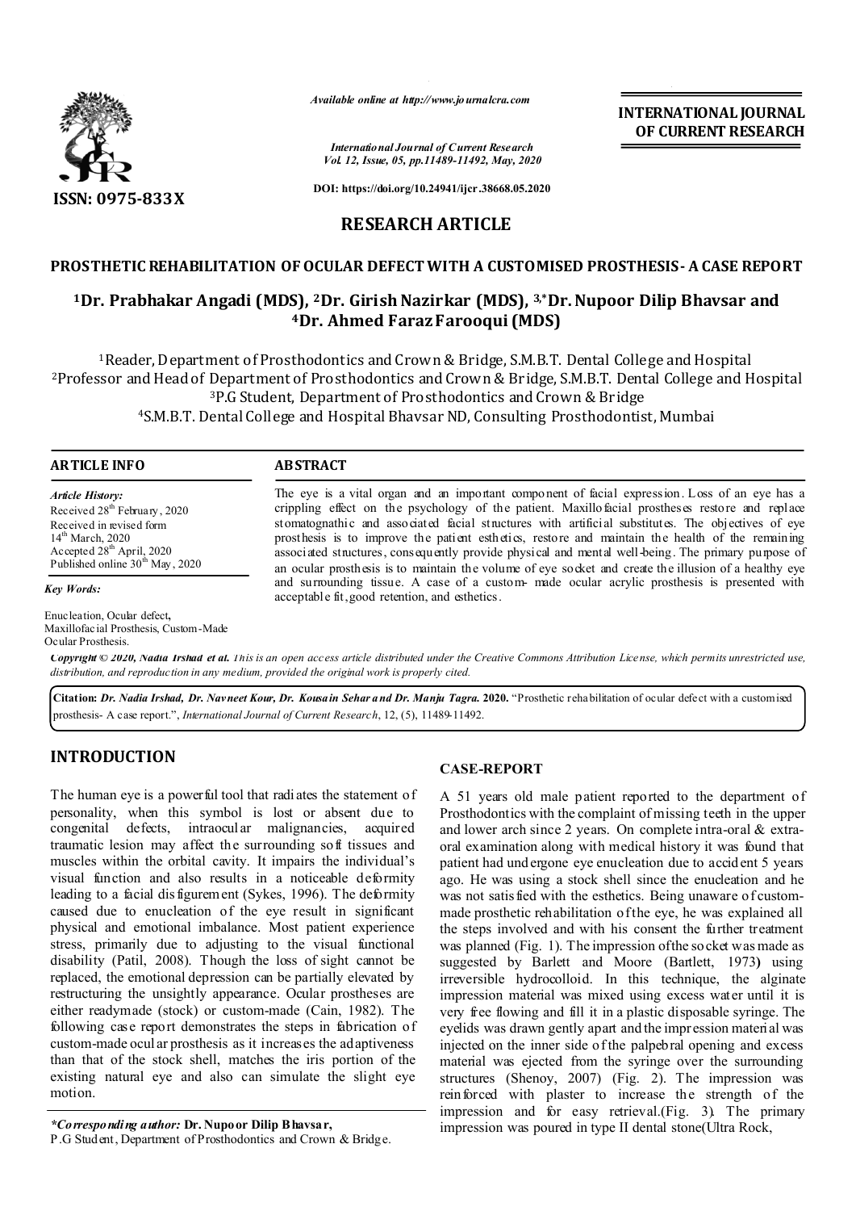Available online at http://www.journalcra.com

International Journal of Current Research
Vol. 12, Issue, 05, pp.11489-11492, May, 2020

DOI: https://doi.org/10.24941/ijcr.38668.05.2020

ISSN: 0975-833X

INTERNATIONAL JOURNAL OF CURRENT RESEARCH

# RESEARCH ARTICLE

## PROSTHETIC REHABILITATION OF OCULAR DEFECT WITH A CUSTOMISED PROSTHESIS- A CASE REPORT

**[1]Dr. Prabhakar Angadi (MDS), [2]Dr. Girish Nazirkar (MDS), [3,*]Dr. Nupoor Dilip Bhavsar and [4]Dr. Ahmed Faraz Farooqui (MDS)**

[1]Reader, Department of Prosthodontics and Crown & Bridge, S.M.B.T. Dental College and Hospital
[2]Professor and Head of Department of Prosthodontics and Crown & Bridge, S.M.B.T. Dental College and Hospital
[3]P.G Student, Department of Prosthodontics and Crown & Bridge
[4]S.M.B.T. Dental College and Hospital Bhavsar ND, Consulting Prosthodontist, Mumbai

### ARTICLE INFO

*Article History:*
Received 28th February, 2020
Received in revised form
14th March, 2020
Accepted 28th April, 2020
Published online 30th May, 2020

*Key Words:*

Enucleation, Ocular defect, Maxillofacial Prosthesis, Custom-Made Ocular Prosthesis.

### ABSTRACT

The eye is a vital organ and an important component of facial expression. Loss of an eye has a crippling effect on the psychology of the patient. Maxillofacial prostheses restore and replace stomatognathic and associated facial structures with artificial substitutes. The objectives of eye prosthesis is to improve the patient esthetics, restore and maintain the health of the remaining associated structures, consequently provide physical and mental well-being. The primary purpose of an ocular prosthesis is to maintain the volume of eye socket and create the illusion of a healthy eye and surrounding tissue. A case of a custom- made ocular acrylic prosthesis is presented with acceptable fit, good retention, and esthetics.

***Copyright © 2020, Nadia Irshad et al.** This is an open access article distributed under the Creative Commons Attribution License, which permits unrestricted use, distribution, and reproduction in any medium, provided the original work is properly cited.*

**Citation:** ***Dr. Nadia Irshad, Dr. Navneet Kour, Dr. Kousain Sehar and Dr. Manju Tagra.* 2020.** "Prosthetic rehabilitation of ocular defect with a customised prosthesis- A case report.", *International Journal of Current Research*, 12, (5), 11489-11492.

## INTRODUCTION

The human eye is a powerful tool that radiates the statement of personality, when this symbol is lost or absent due to congenital defects, intraocular malignancies, acquired traumatic lesion may affect the surrounding soft tissues and muscles within the orbital cavity. It impairs the individual's visual function and also results in a noticeable deformity leading to a facial disfigurement (Sykes, 1996). The deformity caused due to enucleation of the eye result in significant physical and emotional imbalance. Most patient experience stress, primarily due to adjusting to the visual functional disability (Patil, 2008). Though the loss of sight cannot be replaced, the emotional depression can be partially elevated by restructuring the unsightly appearance. Ocular prostheses are either readymade (stock) or custom-made (Cain, 1982). The following case report demonstrates the steps in fabrication of custom-made ocular prosthesis as it increases the adaptiveness than that of the stock shell, matches the iris portion of the existing natural eye and also can simulate the slight eye motion.

## CASE-REPORT

A 51 years old male patient reported to the department of Prosthodontics with the complaint of missing teeth in the upper and lower arch since 2 years. On complete intra-oral & extra-oral examination along with medical history it was found that patient had undergone eye enucleation due to accident 5 years ago. He was using a stock shell since the enucleation and he was not satisfied with the esthetics. Being unaware of custom-made prosthetic rehabilitation of the eye, he was explained all the steps involved and with his consent the further treatment was planned (Fig. 1). The impression of the socket was made as suggested by Barlett and Moore (Bartlett, 1973) using irreversible hydrocolloid. In this technique, the alginate impression material was mixed using excess water until it is very free flowing and fill it in a plastic disposable syringe. The eyelids was drawn gently apart and the impression material was injected on the inner side of the palpebral opening and excess material was ejected from the syringe over the surrounding structures (Shenoy, 2007) (Fig. 2). The impression was reinforced with plaster to increase the strength of the impression and for easy retrieval.(Fig. 3). The primary impression was poured in type II dental stone(Ultra Rock,

***Corresponding author:*** **Dr. Nupoor Dilip Bhavsar,**
P.G Student, Department of Prosthodontics and Crown & Bridge.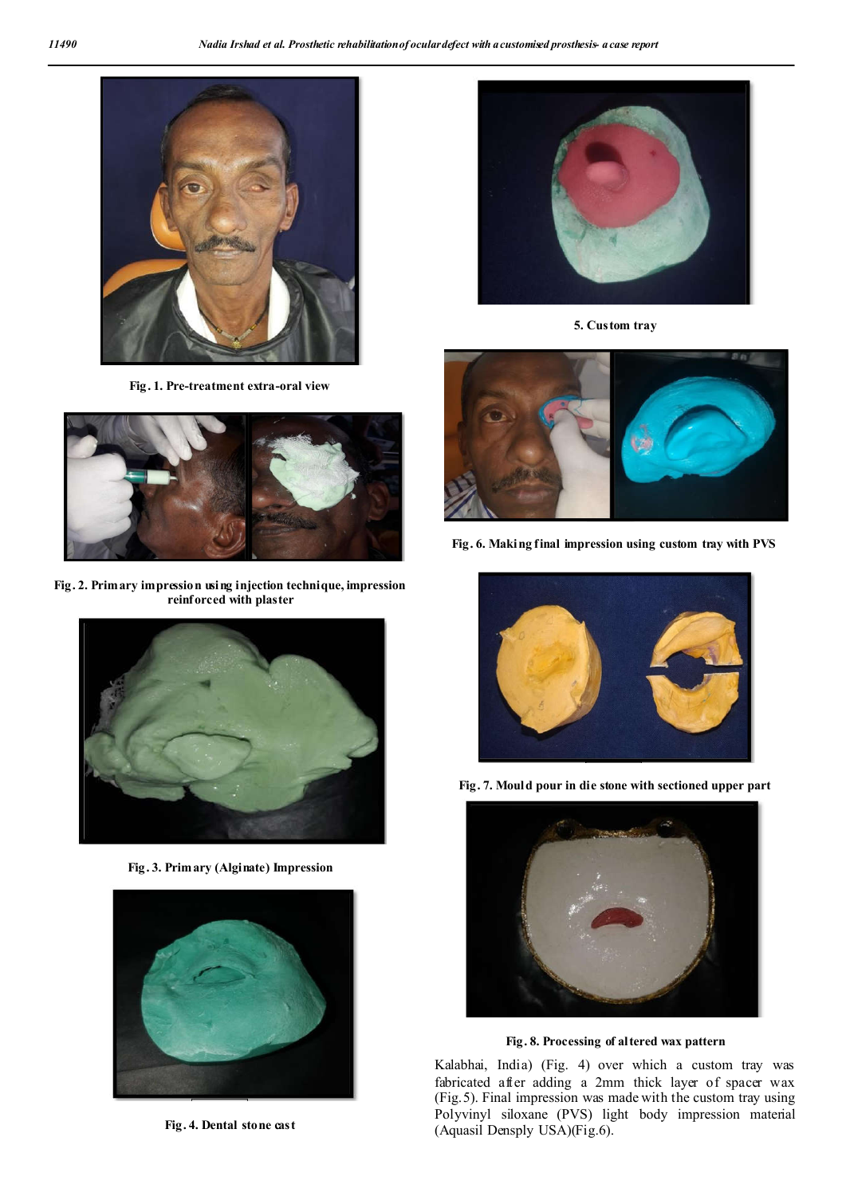Fig. 1. Pre-treatment extra-oral view

Fig. 2. Primary impression using injection technique, impression reinforced with plaster

Fig. 3. Primary (Alginate) Impression

Fig. 4. Dental stone cast

5. Custom tray

Fig. 6. Making final impression using custom tray with PVS

Fig. 7. Mould pour in die stone with sectioned upper part

Fig. 8. Processing of altered wax pattern

Kalabhai, India) (Fig. 4) over which a custom tray was fabricated after adding a 2mm thick layer of spacer wax (Fig.5). Final impression was made with the custom tray using Polyvinyl siloxane (PVS) light body impression material (Aquasil Densply USA)(Fig.6).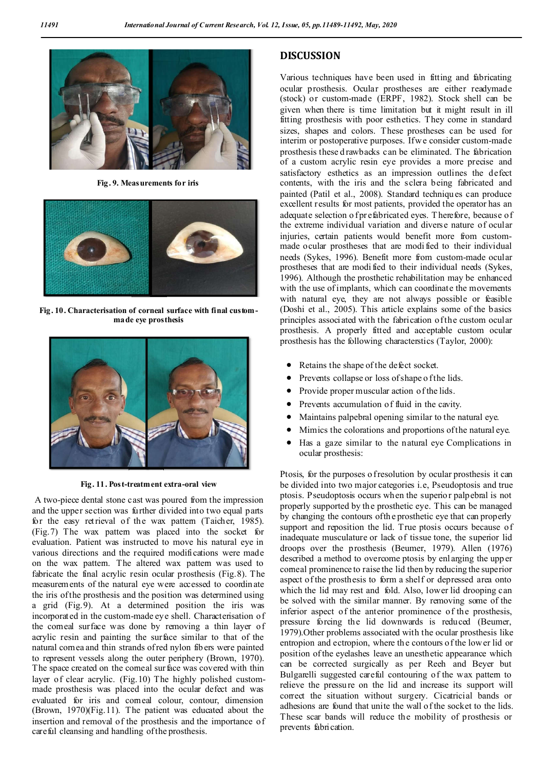Fig. 9. Measurements for iris

Fig. 10. Characterisation of corneal surface with final custom-made eye prosthesis

Fig. 11. Post-treatment extra-oral view

A two-piece dental stone cast was poured from the impression and the upper section was further divided into two equal parts for the easy retrieval of the wax pattern (Taicher, 1985). (Fig.7) The wax pattern was placed into the socket for evaluation. Patient was instructed to move his natural eye in various directions and the required modifications were made on the wax pattern. The altered wax pattern was used to fabricate the final acrylic resin ocular prosthesis (Fig.8). The measurements of the natural eye were accessed to coordinate the iris of the prosthesis and the position was determined using a grid (Fig.9). At a determined position the iris was incorporated in the custom-made eye shell. Characterisation of the corneal surface was done by removing a thin layer of acrylic resin and painting the surface similar to that of the natural cornea and thin strands of red nylon fibers were painted to represent vessels along the outer periphery (Brown, 1970). The space created on the corneal surface was covered with thin layer of clear acrylic. (Fig.10) The highly polished custom-made prosthesis was placed into the ocular defect and was evaluated for iris and corneal colour, contour, dimension (Brown, 1970)(Fig.11). The patient was educated about the insertion and removal of the prosthesis and the importance of careful cleansing and handling of the prosthesis.

## DISCUSSION

Various techniques have been used in fitting and fabricating ocular prosthesis. Ocular prostheses are either readymade (stock) or custom-made (ERPF, 1982). Stock shell can be given when there is time limitation but it might result in ill fitting prosthesis with poor esthetics. They come in standard sizes, shapes and colors. These prostheses can be used for interim or postoperative purposes. If we consider custom-made prosthesis these drawbacks can be eliminated. The fabrication of a custom acrylic resin eye provides a more precise and satisfactory esthetics as an impression outlines the defect contents, with the iris and the sclera being fabricated and painted (Patil et al., 2008). Standard techniques can produce excellent results for most patients, provided the operator has an adequate selection of prefabricated eyes. Therefore, because of the extreme individual variation and diverse nature of ocular injuries, certain patients would benefit more from custom-made ocular prostheses that are modified to their individual needs (Sykes, 1996). Benefit more from custom-made ocular prostheses that are modified to their individual needs (Sykes, 1996). Although the prosthetic rehabilitation may be enhanced with the use of implants, which can coordinate the movements with natural eye, they are not always possible or feasible (Doshi et al., 2005). This article explains some of the basics principles associated with the fabrication of the custom ocular prosthesis. A properly fitted and acceptable custom ocular prosthesis has the following characterstics (Taylor, 2000):

- Retains the shape of the defect socket.
- Prevents collapse or loss of shape of the lids.
- Provide proper muscular action of the lids.
- Prevents accumulation of fluid in the cavity.
- Maintains palpebral opening similar to the natural eye.
- Mimics the colorations and proportions of the natural eye.
- Has a gaze similar to the natural eye Complications in ocular prosthesis:

Ptosis, for the purposes of resolution by ocular prosthesis it can be divided into two major categories i.e, Pseudoptosis and true ptosis. Pseudoptosis occurs when the superior palpebral is not properly supported by the prosthetic eye. This can be managed by changing the contours of the prosthetic eye that can properly support and reposition the lid. True ptosis occurs because of inadequate musculature or lack of tissue tone, the superior lid droops over the prosthesis (Beumer, 1979). Allen (1976) described a method to overcome ptosis by enlarging the upper corneal prominence to raise the lid then by reducing the superior aspect of the prosthesis to form a shelf or depressed area onto which the lid may rest and fold. Also, lower lid drooping can be solved with the similar manner. By removing some of the inferior aspect of the anterior prominence of the prosthesis, pressure forcing the lid downwards is reduced (Beumer, 1979).Other problems associated with the ocular prosthesis like entropion and ectropion, where the contours of the lower lid or position of the eyelashes leave an unesthetic appearance which can be corrected surgically as per Reeh and Beyer but Bulgarelli suggested careful contouring of the wax pattern to relieve the pressure on the lid and increase its support will correct the situation without surgery. Cicatricial bands or adhesions are found that unite the wall of the socket to the lids. These scar bands will reduce the mobility of prosthesis or prevents fabrication.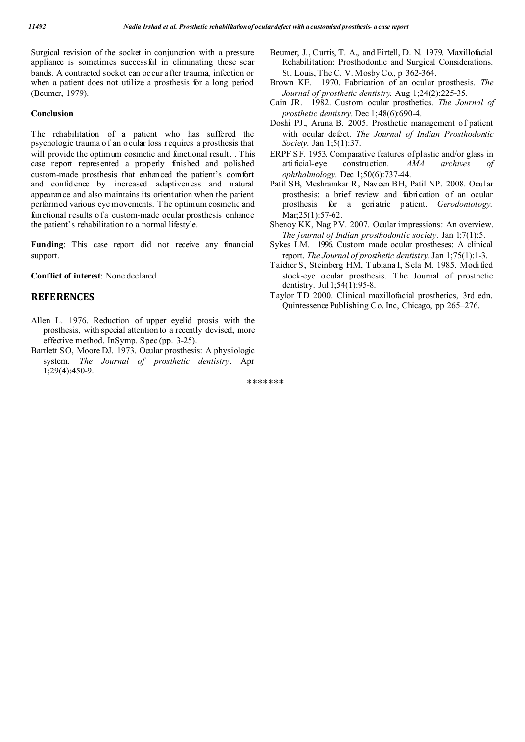Surgical revision of the socket in conjunction with a pressure appliance is sometimes successful in eliminating these scar bands. A contracted socket can occur after trauma, infection or when a patient does not utilize a prosthesis for a long period (Beumer, 1979).

## Conclusion

The rehabilitation of a patient who has suffered the psychologic trauma of an ocular loss requires a prosthesis that will provide the optimum cosmetic and functional result. . This case report represented a properly finished and polished custom-made prosthesis that enhanced the patient's comfort and confidence by increased adaptiveness and natural appearance and also maintains its orientation when the patient performed various eye movements. The optimum cosmetic and functional results of a custom-made ocular prosthesis enhance the patient's rehabilitation to a normal lifestyle.

**Funding**: This case report did not receive any financial support.

**Conflict of interest**: None declared

## REFERENCES

Allen L. 1976. Reduction of upper eyelid ptosis with the prosthesis, with special attention to a recently devised, more effective method. InSymp. Spec (pp. 3-25).

Bartlett SO, Moore DJ. 1973. Ocular prosthesis: A physiologic system. *The Journal of prosthetic dentistry*. Apr 1;29(4):450-9.

Beumer, J., Curtis, T. A., and Firtell, D. N. 1979. Maxillofacial Rehabilitation: Prosthodontic and Surgical Considerations. St. Louis, The C. V. Mosby Co., p 362-364.

Brown KE. 1970. Fabrication of an ocular prosthesis. *The Journal of prosthetic dentistry.* Aug 1;24(2):225-35.

Cain JR. 1982. Custom ocular prosthetics. *The Journal of prosthetic dentistry*. Dec 1;48(6):690-4.

Doshi PJ., Aruna B. 2005. Prosthetic management of patient with ocular defect. *The Journal of Indian Prosthodontic Society.* Jan 1;5(1):37.

ERPF SF. 1953. Comparative features of plastic and/or glass in artificial-eye construction. *AMA archives of ophthalmology*. Dec 1;50(6):737-44.

Patil SB, Meshramkar R, Naveen BH, Patil NP. 2008. Ocular prosthesis: a brief review and fabrication of an ocular prosthesis for a geriatric patient. *Gerodontology.* Mar;25(1):57-62.

Shenoy KK, Nag PV. 2007. Ocular impressions: An overview. *The journal of Indian prosthodontic society*. Jan 1;7(1):5.

Sykes LM. 1996. Custom made ocular prostheses: A clinical report. *The Journal of prosthetic dentistry*. Jan 1;75(1):1-3.

Taicher S, Steinberg HM, Tubiana I, Sela M. 1985. Modified stock-eye ocular prosthesis. The Journal of prosthetic dentistry. Jul 1;54(1):95-8.

Taylor TD 2000. Clinical maxillofacial prosthetics, 3rd edn. Quintessence Publishing Co. Inc, Chicago, pp 265–276.

*******